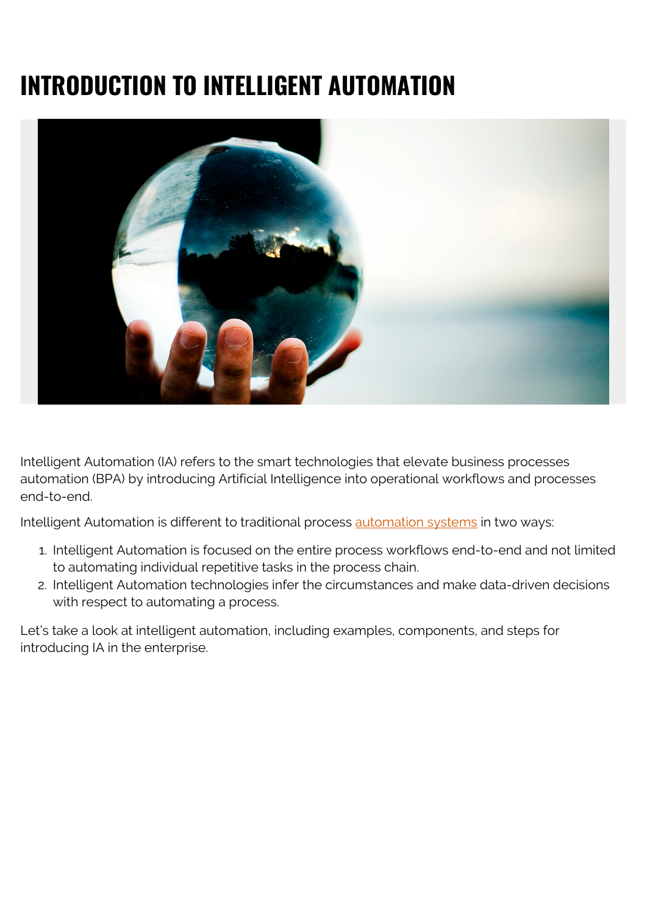# INTRODUCTION TO INTELLIGENT AUTOMATION

Intelligent Automation (IA) refers to the smart technologies that elevate business processes automation (BPA) by introducing Artificial Intelligence into operational workflows and processes end-to-end.

Intelligent Automation is different to traditional process automation systems in two ways:

1. Intelligent Automation is focused on the entire process workflows end-to-end and not limited to automating individual repetitive tasks in the process chain.
2. Intelligent Automation technologies infer the circumstances and make data-driven decisions with respect to automating a process.

Let's take a look at intelligent automation, including examples, components, and steps for introducing IA in the enterprise.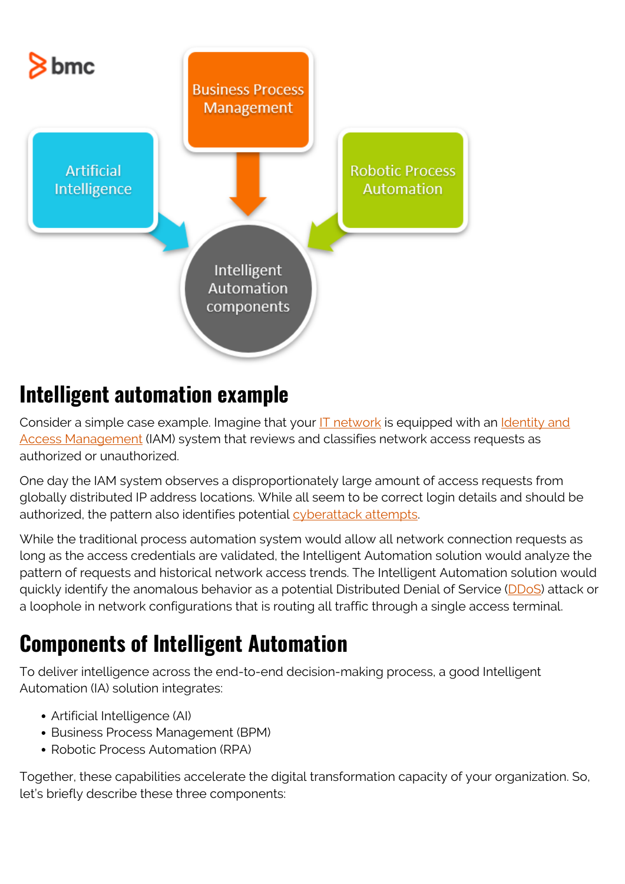## Intelligent automation example

Consider a simple case example. Imagine that your IT network is equipped with an Identity and Access Management (IAM) system that reviews and classifies network access requests as authorized or unauthorized.

One day the IAM system observes a disproportionately large amount of access requests from globally distributed IP address locations. While all seem to be correct login details and should be authorized, the pattern also identifies potential cyberattack attempts.

While the traditional process automation system would allow all network connection requests as long as the access credentials are validated, the Intelligent Automation solution would analyze the pattern of requests and historical network access trends. The Intelligent Automation solution would quickly identify the anomalous behavior as a potential Distributed Denial of Service (DDoS) attack or a loophole in network configurations that is routing all traffic through a single access terminal.

## Components of Intelligent Automation

To deliver intelligence across the end-to-end decision-making process, a good Intelligent Automation (IA) solution integrates:

- Artificial Intelligence (AI)
- Business Process Management (BPM)
- Robotic Process Automation (RPA)

Together, these capabilities accelerate the digital transformation capacity of your organization. So, let's briefly describe these three components: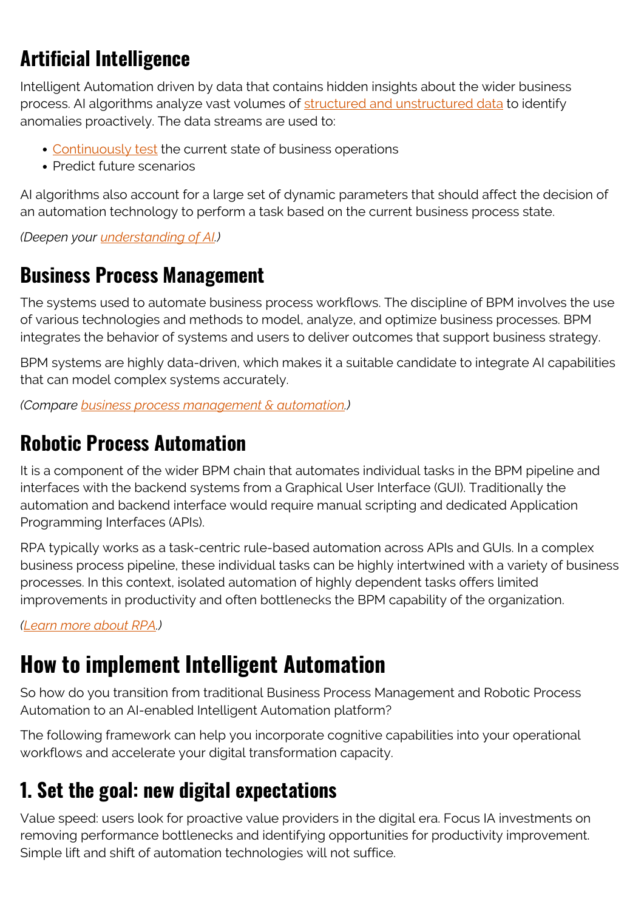## Artificial Intelligence

Intelligent Automation driven by data that contains hidden insights about the wider business process. AI algorithms analyze vast volumes of structured and unstructured data to identify anomalies proactively. The data streams are used to:

- Continuously test the current state of business operations
- Predict future scenarios

AI algorithms also account for a large set of dynamic parameters that should affect the decision of an automation technology to perform a task based on the current business process state.

*(Deepen your understanding of AI.)*

## Business Process Management

The systems used to automate business process workflows. The discipline of BPM involves the use of various technologies and methods to model, analyze, and optimize business processes. BPM integrates the behavior of systems and users to deliver outcomes that support business strategy.

BPM systems are highly data-driven, which makes it a suitable candidate to integrate AI capabilities that can model complex systems accurately.

*(Compare business process management & automation.)*

## Robotic Process Automation

It is a component of the wider BPM chain that automates individual tasks in the BPM pipeline and interfaces with the backend systems from a Graphical User Interface (GUI). Traditionally the automation and backend interface would require manual scripting and dedicated Application Programming Interfaces (APIs).

RPA typically works as a task-centric rule-based automation across APIs and GUIs. In a complex business process pipeline, these individual tasks can be highly intertwined with a variety of business processes. In this context, isolated automation of highly dependent tasks offers limited improvements in productivity and often bottlenecks the BPM capability of the organization.

*(Learn more about RPA.)*

# How to implement Intelligent Automation

So how do you transition from traditional Business Process Management and Robotic Process Automation to an AI-enabled Intelligent Automation platform?

The following framework can help you incorporate cognitive capabilities into your operational workflows and accelerate your digital transformation capacity.

## 1. Set the goal: new digital expectations

Value speed: users look for proactive value providers in the digital era. Focus IA investments on removing performance bottlenecks and identifying opportunities for productivity improvement. Simple lift and shift of automation technologies will not suffice.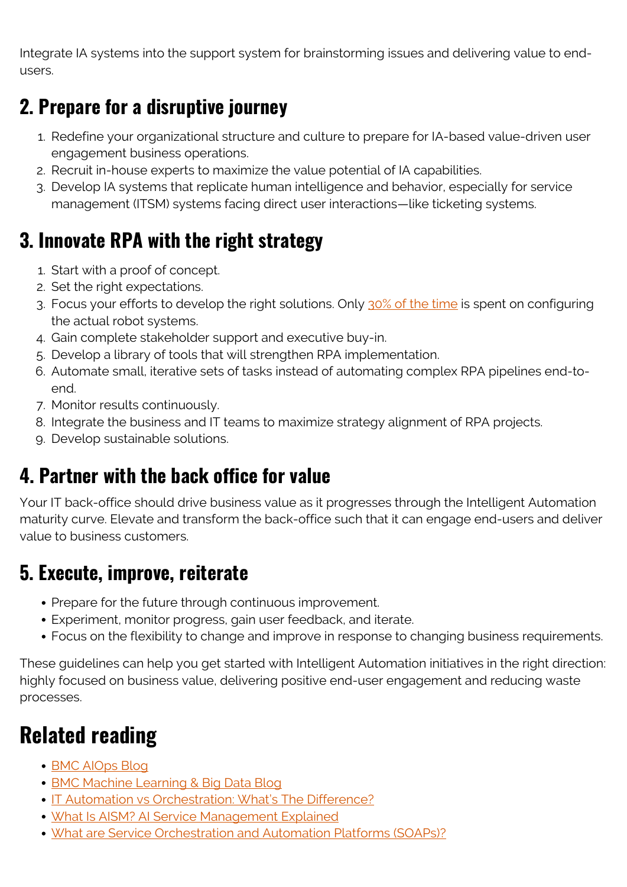Integrate IA systems into the support system for brainstorming issues and delivering value to end-users.

## 2. Prepare for a disruptive journey

1. Redefine your organizational structure and culture to prepare for IA-based value-driven user engagement business operations.
2. Recruit in-house experts to maximize the value potential of IA capabilities.
3. Develop IA systems that replicate human intelligence and behavior, especially for service management (ITSM) systems facing direct user interactions—like ticketing systems.

## 3. Innovate RPA with the right strategy

1. Start with a proof of concept.
2. Set the right expectations.
3. Focus your efforts to develop the right solutions. Only 30% of the time is spent on configuring the actual robot systems.
4. Gain complete stakeholder support and executive buy-in.
5. Develop a library of tools that will strengthen RPA implementation.
6. Automate small, iterative sets of tasks instead of automating complex RPA pipelines end-to-end.
7. Monitor results continuously.
8. Integrate the business and IT teams to maximize strategy alignment of RPA projects.
9. Develop sustainable solutions.

## 4. Partner with the back office for value

Your IT back-office should drive business value as it progresses through the Intelligent Automation maturity curve. Elevate and transform the back-office such that it can engage end-users and deliver value to business customers.

## 5. Execute, improve, reiterate

- Prepare for the future through continuous improvement.
- Experiment, monitor progress, gain user feedback, and iterate.
- Focus on the flexibility to change and improve in response to changing business requirements.

These guidelines can help you get started with Intelligent Automation initiatives in the right direction: highly focused on business value, delivering positive end-user engagement and reducing waste processes.

# Related reading

- BMC AIOps Blog
- BMC Machine Learning & Big Data Blog
- IT Automation vs Orchestration: What's The Difference?
- What Is AISM? AI Service Management Explained
- What are Service Orchestration and Automation Platforms (SOAPs)?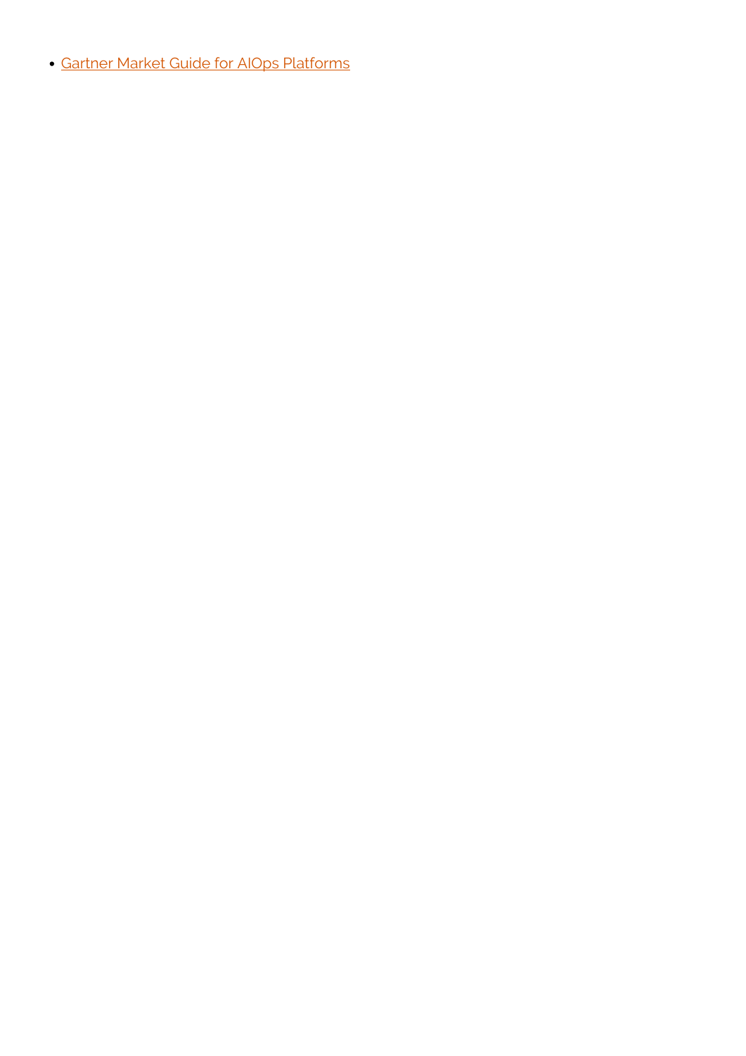- [Gartner Market Guide for AIOps Platforms]()